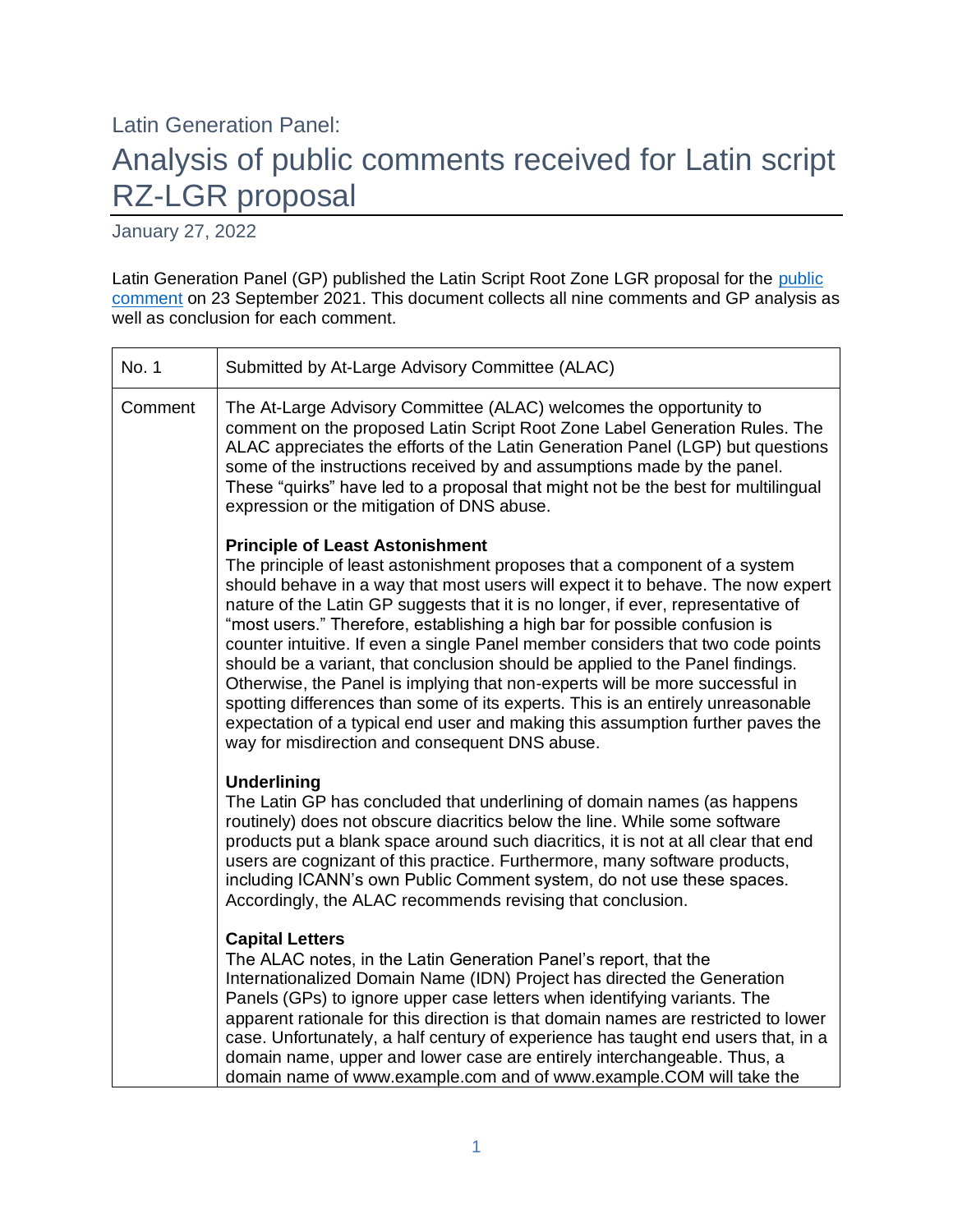Latin Generation Panel:

# Analysis of public comments received for Latin script RZ-LGR proposal

January 27, 2022

Latin Generation Panel (GP) published the Latin Script Root Zone LGR proposal for the public comment on 23 September 2021. This document collects all nine comments and GP analysis as well as conclusion for each comment.

| No. 1 | Submitted by At-Large Advisory Committee (ALAC) |
|---|---|
| Comment | The At-Large Advisory Committee (ALAC) welcomes the opportunity to comment on the proposed Latin Script Root Zone Label Generation Rules. The ALAC appreciates the efforts of the Latin Generation Panel (LGP) but questions some of the instructions received by and assumptions made by the panel. These "quirks" have led to a proposal that might not be the best for multilingual expression or the mitigation of DNS abuse.<br><br>**Principle of Least Astonishment**<br>The principle of least astonishment proposes that a component of a system should behave in a way that most users will expect it to behave. The now expert nature of the Latin GP suggests that it is no longer, if ever, representative of "most users." Therefore, establishing a high bar for possible confusion is counter intuitive. If even a single Panel member considers that two code points should be a variant, that conclusion should be applied to the Panel findings. Otherwise, the Panel is implying that non-experts will be more successful in spotting differences than some of its experts. This is an entirely unreasonable expectation of a typical end user and making this assumption further paves the way for misdirection and consequent DNS abuse.<br><br>**Underlining**<br>The Latin GP has concluded that underlining of domain names (as happens routinely) does not obscure diacritics below the line. While some software products put a blank space around such diacritics, it is not at all clear that end users are cognizant of this practice. Furthermore, many software products, including ICANN's own Public Comment system, do not use these spaces. Accordingly, the ALAC recommends revising that conclusion.<br><br>**Capital Letters**<br>The ALAC notes, in the Latin Generation Panel's report, that the Internationalized Domain Name (IDN) Project has directed the Generation Panels (GPs) to ignore upper case letters when identifying variants. The apparent rationale for this direction is that domain names are restricted to lower case. Unfortunately, a half century of experience has taught end users that, in a domain name, upper and lower case are entirely interchangeable. Thus, a domain name of www.example.com and of www.example.COM will take the |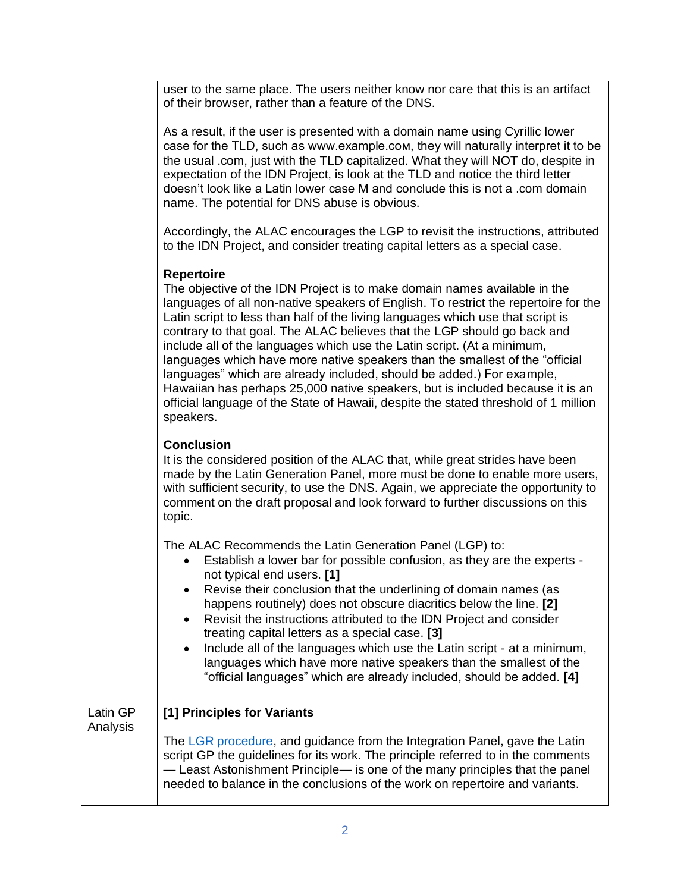| | |
|---|---|
| | user to the same place. The users neither know nor care that this is an artifact of their browser, rather than a feature of the DNS.<br><br>As a result, if the user is presented with a domain name using Cyrillic lower case for the TLD, such as www.example.coм, they will naturally interpret it to be the usual .com, just with the TLD capitalized. What they will NOT do, despite in expectation of the IDN Project, is look at the TLD and notice the third letter doesn't look like a Latin lower case M and conclude this is not a .com domain name. The potential for DNS abuse is obvious.<br><br>Accordingly, the ALAC encourages the LGP to revisit the instructions, attributed to the IDN Project, and consider treating capital letters as a special case.<br><br>**Repertoire**<br>The objective of the IDN Project is to make domain names available in the languages of all non-native speakers of English. To restrict the repertoire for the Latin script to less than half of the living languages which use that script is contrary to that goal. The ALAC believes that the LGP should go back and include all of the languages which use the Latin script. (At a minimum, languages which have more native speakers than the smallest of the "official languages" which are already included, should be added.) For example, Hawaiian has perhaps 25,000 native speakers, but is included because it is an official language of the State of Hawaii, despite the stated threshold of 1 million speakers.<br><br>**Conclusion**<br>It is the considered position of the ALAC that, while great strides have been made by the Latin Generation Panel, more must be done to enable more users, with sufficient security, to use the DNS. Again, we appreciate the opportunity to comment on the draft proposal and look forward to further discussions on this topic.<br><br>The ALAC Recommends the Latin Generation Panel (LGP) to:<br>• Establish a lower bar for possible confusion, as they are the experts - not typical end users. **[1]**<br>• Revise their conclusion that the underlining of domain names (as happens routinely) does not obscure diacritics below the line. **[2]**<br>• Revisit the instructions attributed to the IDN Project and consider treating capital letters as a special case. **[3]**<br>• Include all of the languages which use the Latin script - at a minimum, languages which have more native speakers than the smallest of the "official languages" which are already included, should be added. **[4]** |
| Latin GP Analysis | **[1] Principles for Variants**<br><br>The LGR procedure, and guidance from the Integration Panel, gave the Latin script GP the guidelines for its work. The principle referred to in the comments — Least Astonishment Principle— is one of the many principles that the panel needed to balance in the conclusions of the work on repertoire and variants. |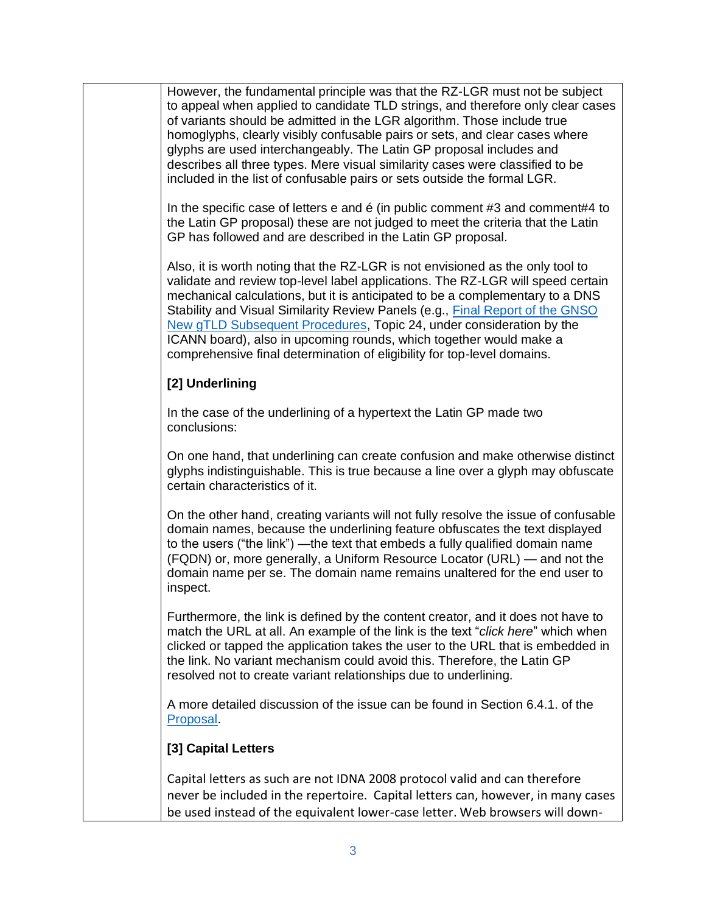However, the fundamental principle was that the RZ-LGR must not be subject to appeal when applied to candidate TLD strings, and therefore only clear cases of variants should be admitted in the LGR algorithm. Those include true homoglyphs, clearly visibly confusable pairs or sets, and clear cases where glyphs are used interchangeably. The Latin GP proposal includes and describes all three types. Mere visual similarity cases were classified to be included in the list of confusable pairs or sets outside the formal LGR.

In the specific case of letters e and é (in public comment #3 and comment#4 to the Latin GP proposal) these are not judged to meet the criteria that the Latin GP has followed and are described in the Latin GP proposal.

Also, it is worth noting that the RZ-LGR is not envisioned as the only tool to validate and review top-level label applications. The RZ-LGR will speed certain mechanical calculations, but it is anticipated to be a complementary to a DNS Stability and Visual Similarity Review Panels (e.g., [Final Report of the GNSO New gTLD Subsequent Procedures](), Topic 24, under consideration by the ICANN board), also in upcoming rounds, which together would make a comprehensive final determination of eligibility for top-level domains.

**[2] Underlining**

In the case of the underlining of a hypertext the Latin GP made two conclusions:

On one hand, that underlining can create confusion and make otherwise distinct glyphs indistinguishable. This is true because a line over a glyph may obfuscate certain characteristics of it.

On the other hand, creating variants will not fully resolve the issue of confusable domain names, because the underlining feature obfuscates the text displayed to the users ("the link") —the text that embeds a fully qualified domain name (FQDN) or, more generally, a Uniform Resource Locator (URL) — and not the domain name per se. The domain name remains unaltered for the end user to inspect.

Furthermore, the link is defined by the content creator, and it does not have to match the URL at all. An example of the link is the text "*click here*" which when clicked or tapped the application takes the user to the URL that is embedded in the link. No variant mechanism could avoid this. Therefore, the Latin GP resolved not to create variant relationships due to underlining.

A more detailed discussion of the issue can be found in Section 6.4.1. of the [Proposal]().

**[3] Capital Letters**

Capital letters as such are not IDNA 2008 protocol valid and can therefore never be included in the repertoire. Capital letters can, however, in many cases be used instead of the equivalent lower-case letter. Web browsers will down-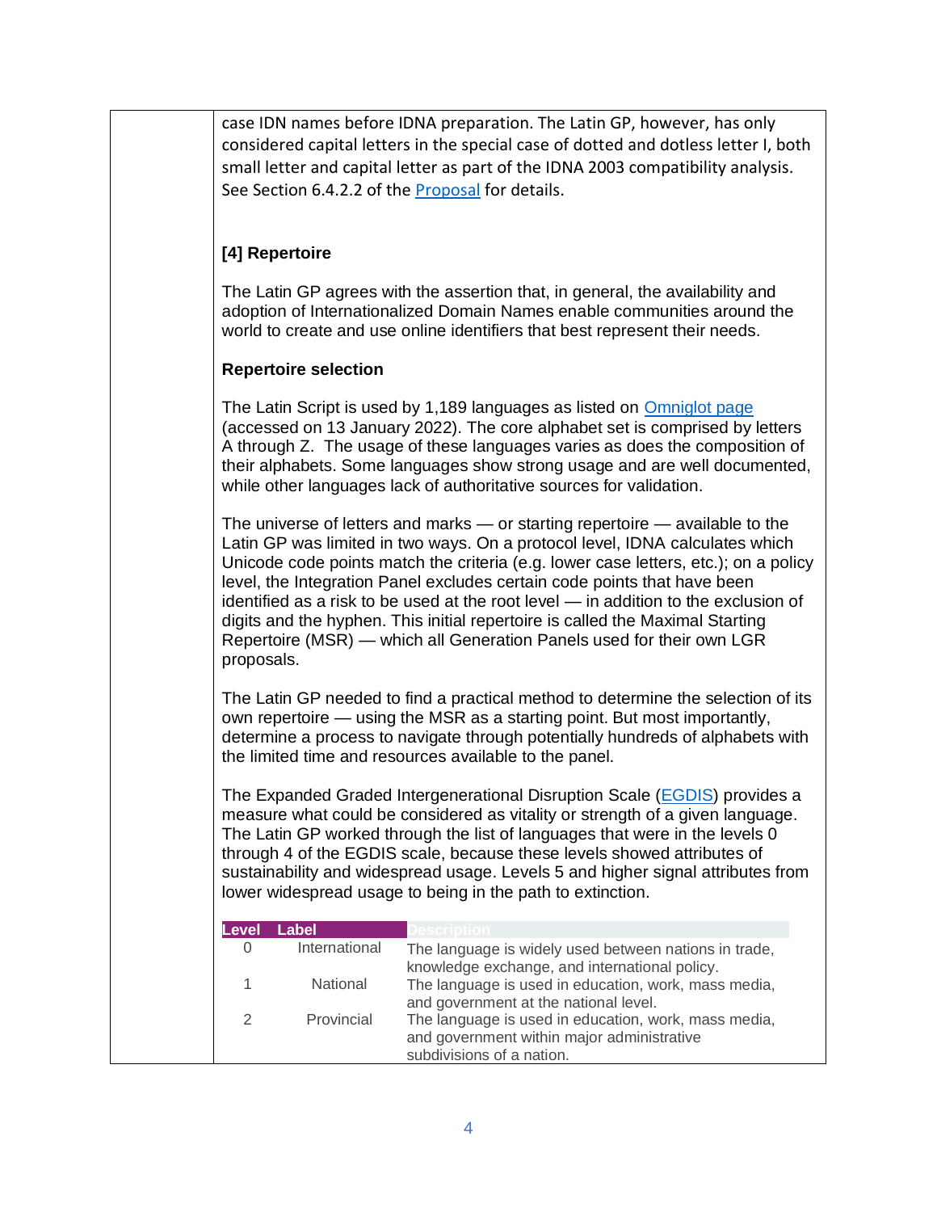case IDN names before IDNA preparation. The Latin GP, however, has only considered capital letters in the special case of dotted and dotless letter I, both small letter and capital letter as part of the IDNA 2003 compatibility analysis. See Section 6.4.2.2 of the [Proposal](#) for details.

**[4] Repertoire**

The Latin GP agrees with the assertion that, in general, the availability and adoption of Internationalized Domain Names enable communities around the world to create and use online identifiers that best represent their needs.

**Repertoire selection**

The Latin Script is used by 1,189 languages as listed on [Omniglot page](#) (accessed on 13 January 2022). The core alphabet set is comprised by letters A through Z. The usage of these languages varies as does the composition of their alphabets. Some languages show strong usage and are well documented, while other languages lack of authoritative sources for validation.

The universe of letters and marks — or starting repertoire — available to the Latin GP was limited in two ways. On a protocol level, IDNA calculates which Unicode code points match the criteria (e.g. lower case letters, etc.); on a policy level, the Integration Panel excludes certain code points that have been identified as a risk to be used at the root level — in addition to the exclusion of digits and the hyphen. This initial repertoire is called the Maximal Starting Repertoire (MSR) — which all Generation Panels used for their own LGR proposals.

The Latin GP needed to find a practical method to determine the selection of its own repertoire — using the MSR as a starting point. But most importantly, determine a process to navigate through potentially hundreds of alphabets with the limited time and resources available to the panel.

The Expanded Graded Intergenerational Disruption Scale ([EGDIS](#)) provides a measure what could be considered as vitality or strength of a given language. The Latin GP worked through the list of languages that were in the levels 0 through 4 of the EGDIS scale, because these levels showed attributes of sustainability and widespread usage. Levels 5 and higher signal attributes from lower widespread usage to being in the path to extinction.

| Level | Label | Description |
|---|---|---|
| 0 | International | The language is widely used between nations in trade, knowledge exchange, and international policy. |
| 1 | National | The language is used in education, work, mass media, and government at the national level. |
| 2 | Provincial | The language is used in education, work, mass media, and government within major administrative subdivisions of a nation. |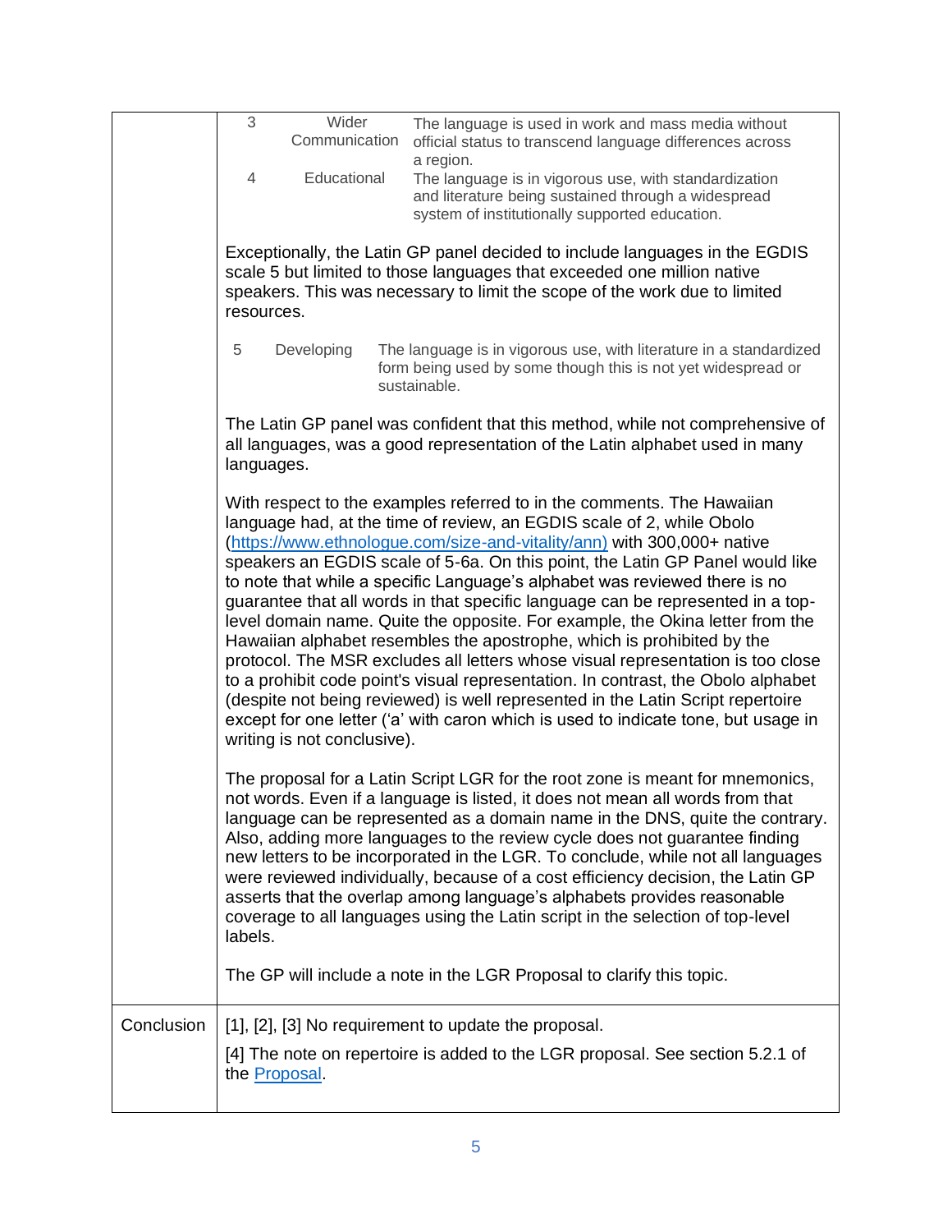| | |
|---|---|
| | 3 Wider Communication — The language is used in work and mass media without official status to transcend language differences across a region.<br><br>4 Educational — The language is in vigorous use, with standardization and literature being sustained through a widespread system of institutionally supported education.<br><br>Exceptionally, the Latin GP panel decided to include languages in the EGDIS scale 5 but limited to those languages that exceeded one million native speakers. This was necessary to limit the scope of the work due to limited resources.<br><br>5 Developing — The language is in vigorous use, with literature in a standardized form being used by some though this is not yet widespread or sustainable.<br><br>The Latin GP panel was confident that this method, while not comprehensive of all languages, was a good representation of the Latin alphabet used in many languages.<br><br>With respect to the examples referred to in the comments. The Hawaiian language had, at the time of review, an EGDIS scale of 2, while Obolo ([https://www.ethnologue.com/size-and-vitality/ann)](https://www.ethnologue.com/size-and-vitality/ann) with 300,000+ native speakers an EGDIS scale of 5-6a. On this point, the Latin GP Panel would like to note that while a specific Language's alphabet was reviewed there is no guarantee that all words in that specific language can be represented in a top-level domain name. Quite the opposite. For example, the Okina letter from the Hawaiian alphabet resembles the apostrophe, which is prohibited by the protocol. The MSR excludes all letters whose visual representation is too close to a prohibit code point's visual representation. In contrast, the Obolo alphabet (despite not being reviewed) is well represented in the Latin Script repertoire except for one letter ('a' with caron which is used to indicate tone, but usage in writing is not conclusive).<br><br>The proposal for a Latin Script LGR for the root zone is meant for mnemonics, not words. Even if a language is listed, it does not mean all words from that language can be represented as a domain name in the DNS, quite the contrary. Also, adding more languages to the review cycle does not guarantee finding new letters to be incorporated in the LGR. To conclude, while not all languages were reviewed individually, because of a cost efficiency decision, the Latin GP asserts that the overlap among language's alphabets provides reasonable coverage to all languages using the Latin script in the selection of top-level labels.<br><br>The GP will include a note in the LGR Proposal to clarify this topic. |
| Conclusion | [1], [2], [3] No requirement to update the proposal.<br><br>[4] The note on repertoire is added to the LGR proposal. See section 5.2.1 of the Proposal. |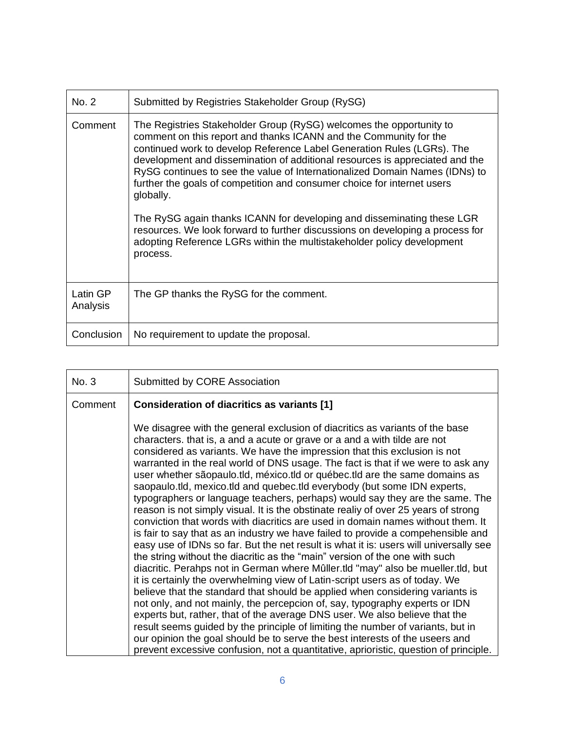| No. 2 | Submitted by Registries Stakeholder Group (RySG) |
| --- | --- |
| Comment | The Registries Stakeholder Group (RySG) welcomes the opportunity to comment on this report and thanks ICANN and the Community for the continued work to develop Reference Label Generation Rules (LGRs). The development and dissemination of additional resources is appreciated and the RySG continues to see the value of Internationalized Domain Names (IDNs) to further the goals of competition and consumer choice for internet users globally.<br><br>The RySG again thanks ICANN for developing and disseminating these LGR resources. We look forward to further discussions on developing a process for adopting Reference LGRs within the multistakeholder policy development process. |
| Latin GP Analysis | The GP thanks the RySG for the comment. |
| Conclusion | No requirement to update the proposal. |

| No. 3 | Submitted by CORE Association |
| --- | --- |
| Comment | **Consideration of diacritics as variants [1]**<br><br>We disagree with the general exclusion of diacritics as variants of the base characters. that is, a and a acute or grave or a and a with tilde are not considered as variants. We have the impression that this exclusion is not warranted in the real world of DNS usage. The fact is that if we were to ask any user whether sãopaulo.tld, méxico.tld or québec.tld are the same domains as saopaulo.tld, mexico.tld and quebec.tld everybody (but some IDN experts, typographers or language teachers, perhaps) would say they are the same. The reason is not simply visual. It is the obstinate realiy of over 25 years of strong conviction that words with diacritics are used in domain names without them. It is fair to say that as an industry we have failed to provide a compehensible and easy use of IDNs so far. But the net result is what it is: users will universally see the string without the diacritic as the "main" version of the one with such diacritic. Perahps not in German where Mûller.tld "may" also be mueller.tld, but it is certainly the overwhelming view of Latin-script users as of today. We believe that the standard that should be applied when considering variants is not only, and not mainly, the percepcion of, say, typography experts or IDN experts but, rather, that of the average DNS user. We also believe that the result seems guided by the principle of limiting the number of variants, but in our opinion the goal should be to serve the best interests of the useers and prevent excessive confusion, not a quantitative, aprioristic, question of principle. |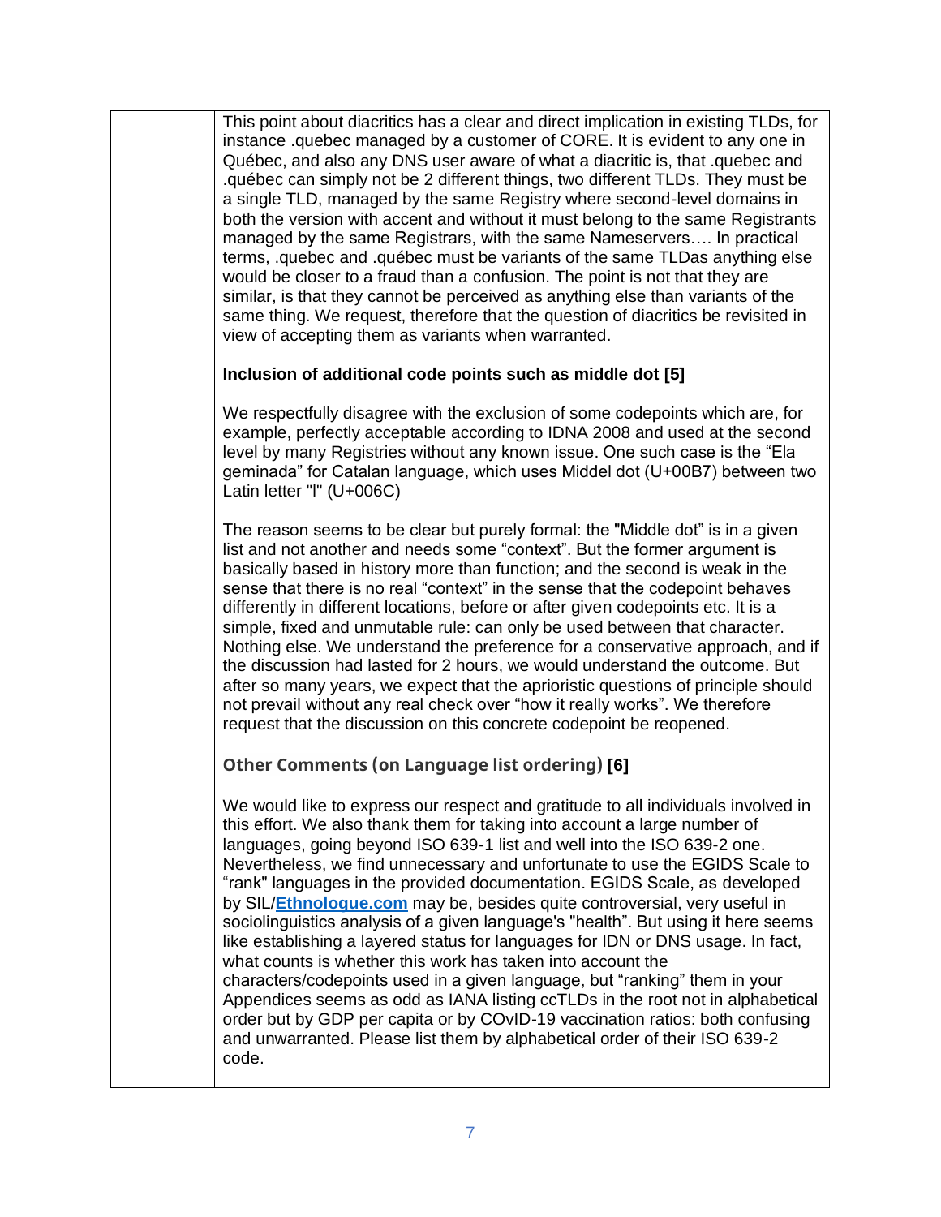This point about diacritics has a clear and direct implication in existing TLDs, for instance .quebec managed by a customer of CORE. It is evident to any one in Québec, and also any DNS user aware of what a diacritic is, that .quebec and .québec can simply not be 2 different things, two different TLDs. They must be a single TLD, managed by the same Registry where second-level domains in both the version with accent and without it must belong to the same Registrants managed by the same Registrars, with the same Nameservers…. In practical terms, .quebec and .québec must be variants of the same TLDas anything else would be closer to a fraud than a confusion. The point is not that they are similar, is that they cannot be perceived as anything else than variants of the same thing. We request, therefore that the question of diacritics be revisited in view of accepting them as variants when warranted.

**Inclusion of additional code points such as middle dot [5]**

We respectfully disagree with the exclusion of some codepoints which are, for example, perfectly acceptable according to IDNA 2008 and used at the second level by many Registries without any known issue. One such case is the "Ela geminada" for Catalan language, which uses Middel dot (U+00B7) between two Latin letter "l" (U+006C)

The reason seems to be clear but purely formal: the "Middle dot" is in a given list and not another and needs some "context". But the former argument is basically based in history more than function; and the second is weak in the sense that there is no real "context" in the sense that the codepoint behaves differently in different locations, before or after given codepoints etc. It is a simple, fixed and unmutable rule: can only be used between that character. Nothing else. We understand the preference for a conservative approach, and if the discussion had lasted for 2 hours, we would understand the outcome. But after so many years, we expect that the aprioristic questions of principle should not prevail without any real check over "how it really works". We therefore request that the discussion on this concrete codepoint be reopened.

**Other Comments (on Language list ordering) [6]**

We would like to express our respect and gratitude to all individuals involved in this effort. We also thank them for taking into account a large number of languages, going beyond ISO 639-1 list and well into the ISO 639-2 one. Nevertheless, we find unnecessary and unfortunate to use the EGIDS Scale to "rank" languages in the provided documentation. EGIDS Scale, as developed by SIL/**Ethnologue.com** may be, besides quite controversial, very useful in sociolinguistics analysis of a given language's "health". But using it here seems like establishing a layered status for languages for IDN or DNS usage. In fact, what counts is whether this work has taken into account the characters/codepoints used in a given language, but "ranking" them in your Appendices seems as odd as IANA listing ccTLDs in the root not in alphabetical order but by GDP per capita or by COvID-19 vaccination ratios: both confusing and unwarranted. Please list them by alphabetical order of their ISO 639-2 code.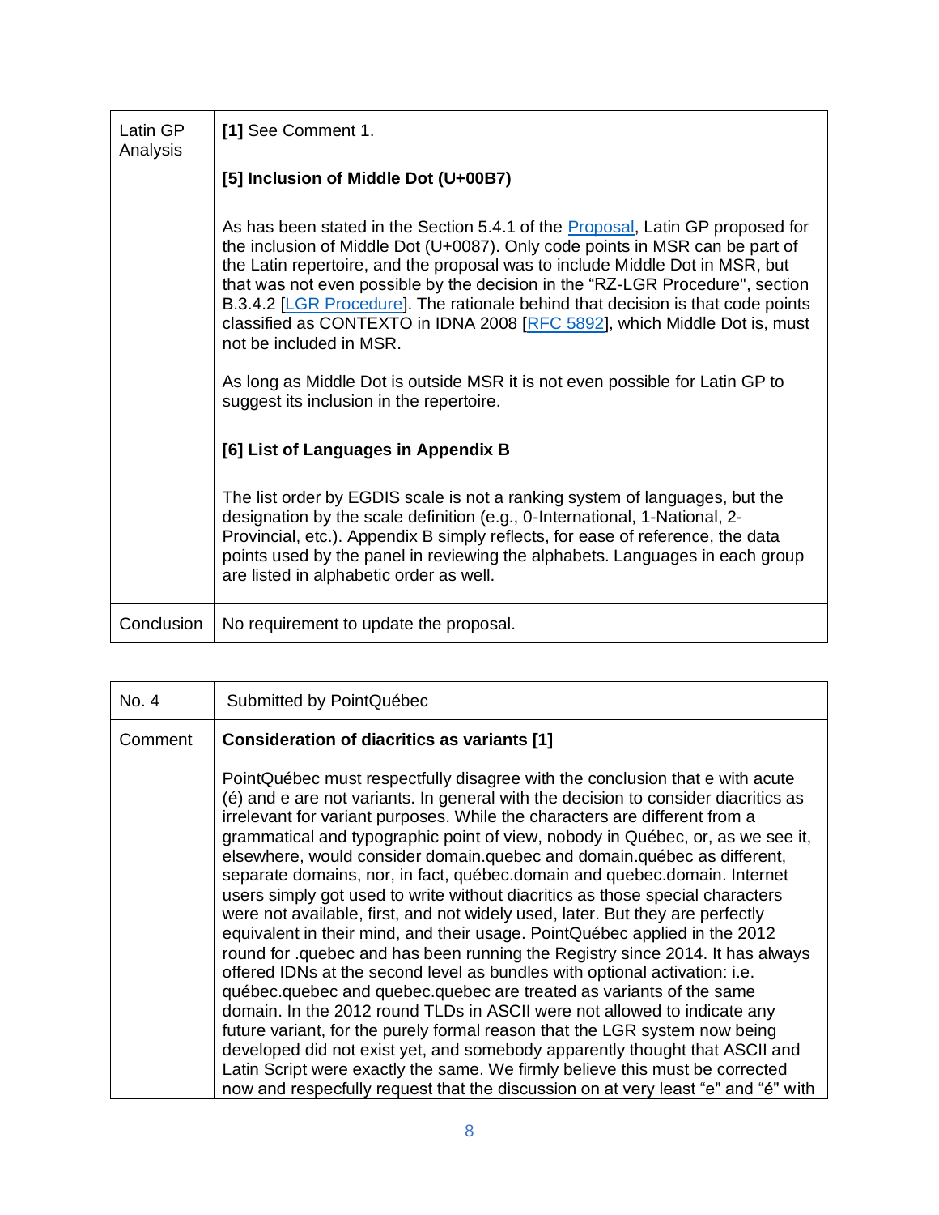| | |
|---|---|
| Latin GP Analysis | **[1]** See Comment 1.<br><br>**[5] Inclusion of Middle Dot (U+00B7)**<br><br>As has been stated in the Section 5.4.1 of the [Proposal](), Latin GP proposed for the inclusion of Middle Dot (U+0087). Only code points in MSR can be part of the Latin repertoire, and the proposal was to include Middle Dot in MSR, but that was not even possible by the decision in the "RZ-LGR Procedure", section B.3.4.2 [[LGR Procedure]()]. The rationale behind that decision is that code points classified as CONTEXTO in IDNA 2008 [[RFC 5892]()], which Middle Dot is, must not be included in MSR.<br><br>As long as Middle Dot is outside MSR it is not even possible for Latin GP to suggest its inclusion in the repertoire.<br><br>**[6] List of Languages in Appendix B**<br><br>The list order by EGDIS scale is not a ranking system of languages, but the designation by the scale definition (e.g., 0-International, 1-National, 2-Provincial, etc.). Appendix B simply reflects, for ease of reference, the data points used by the panel in reviewing the alphabets. Languages in each group are listed in alphabetic order as well. |
| Conclusion | No requirement to update the proposal. |

| No. 4 | Submitted by PointQuébec |
|---|---|
| Comment | **Consideration of diacritics as variants [1]**<br><br>PointQuébec must respectfully disagree with the conclusion that e with acute (é) and e are not variants. In general with the decision to consider diacritics as irrelevant for variant purposes. While the characters are different from a grammatical and typographic point of view, nobody in Québec, or, as we see it, elsewhere, would consider domain.quebec and domain.québec as different, separate domains, nor, in fact, québec.domain and quebec.domain. Internet users simply got used to write without diacritics as those special characters were not available, first, and not widely used, later. But they are perfectly equivalent in their mind, and their usage. PointQuébec applied in the 2012 round for .quebec and has been running the Registry since 2014. It has always offered IDNs at the second level as bundles with optional activation: i.e. québec.quebec and quebec.quebec are treated as variants of the same domain. In the 2012 round TLDs in ASCII were not allowed to indicate any future variant, for the purely formal reason that the LGR system now being developed did not exist yet, and somebody apparently thought that ASCII and Latin Script were exactly the same. We firmly believe this must be corrected now and respecfully request that the discussion on at very least "e" and "é" with |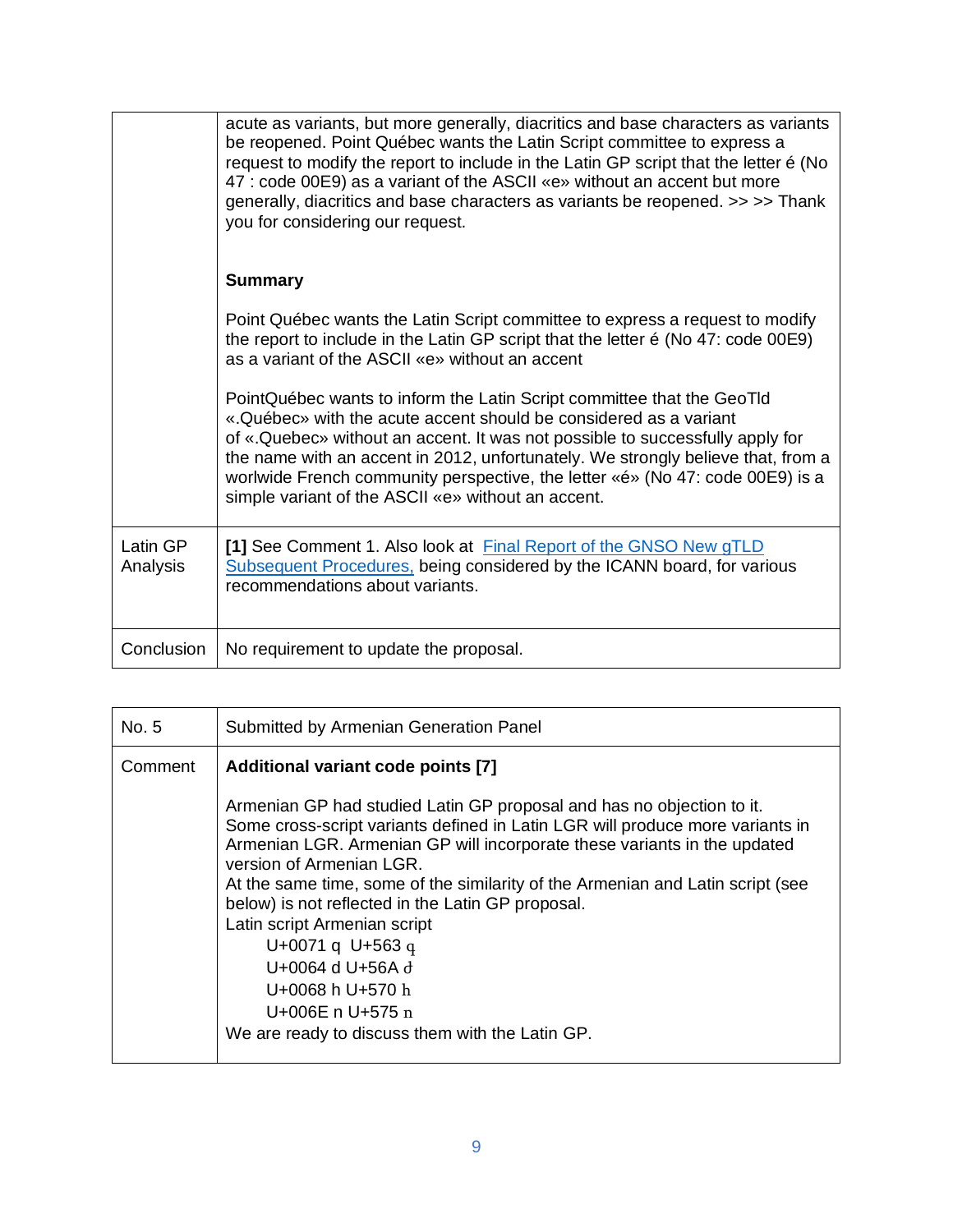| | |
|---|---|
| | acute as variants, but more generally, diacritics and base characters as variants be reopened. Point Québec wants the Latin Script committee to express a request to modify the report to include in the Latin GP script that the letter é (No 47 : code 00E9) as a variant of the ASCII «e» without an accent but more generally, diacritics and base characters as variants be reopened. >> >> Thank you for considering our request.<br><br>**Summary**<br><br>Point Québec wants the Latin Script committee to express a request to modify the report to include in the Latin GP script that the letter é (No 47: code 00E9) as a variant of the ASCII «e» without an accent<br><br>PointQuébec wants to inform the Latin Script committee that the GeoTld «.Québec» with the acute accent should be considered as a variant of «.Quebec» without an accent. It was not possible to successfully apply for the name with an accent in 2012, unfortunately. We strongly believe that, from a worlwide French community perspective, the letter «é» (No 47: code 00E9) is a simple variant of the ASCII «e» without an accent. |
| Latin GP Analysis | **[1]** See Comment 1. Also look at Final Report of the GNSO New gTLD Subsequent Procedures, being considered by the ICANN board, for various recommendations about variants. |
| Conclusion | No requirement to update the proposal. |

| | |
|---|---|
| No. 5 | Submitted by Armenian Generation Panel |
| Comment | **Additional variant code points [7]**<br><br>Armenian GP had studied Latin GP proposal and has no objection to it. Some cross-script variants defined in Latin LGR will produce more variants in Armenian LGR. Armenian GP will incorporate these variants in the updated version of Armenian LGR.<br>At the same time, some of the similarity of the Armenian and Latin script (see below) is not reflected in the Latin GP proposal.<br>Latin script Armenian script<br>U+0071 q U+563 գ<br>U+0064 d U+56A ժ<br>U+0068 h U+570 հ<br>U+006E n U+575 ն<br>We are ready to discuss them with the Latin GP. |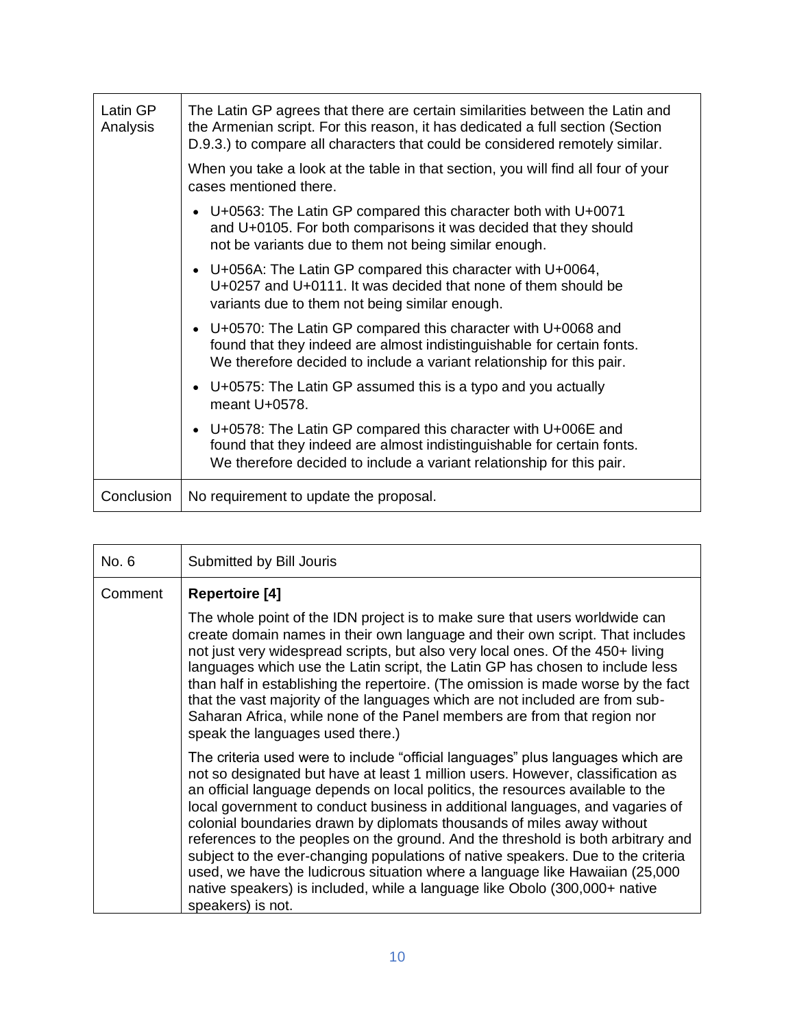| Latin GP Analysis | The Latin GP agrees that there are certain similarities between the Latin and the Armenian script. For this reason, it has dedicated a full section (Section D.9.3.) to compare all characters that could be considered remotely similar.<br><br>When you take a look at the table in that section, you will find all four of your cases mentioned there.<br><br>• U+0563: The Latin GP compared this character both with U+0071 and U+0105. For both comparisons it was decided that they should not be variants due to them not being similar enough.<br>• U+056A: The Latin GP compared this character with U+0064, U+0257 and U+0111. It was decided that none of them should be variants due to them not being similar enough.<br>• U+0570: The Latin GP compared this character with U+0068 and found that they indeed are almost indistinguishable for certain fonts. We therefore decided to include a variant relationship for this pair.<br>• U+0575: The Latin GP assumed this is a typo and you actually meant U+0578.<br>• U+0578: The Latin GP compared this character with U+006E and found that they indeed are almost indistinguishable for certain fonts. We therefore decided to include a variant relationship for this pair. |
|---|---|
| Conclusion | No requirement to update the proposal. |

| No. 6 | Submitted by Bill Jouris |
|---|---|
| Comment | **Repertoire [4]**<br><br>The whole point of the IDN project is to make sure that users worldwide can create domain names in their own language and their own script. That includes not just very widespread scripts, but also very local ones. Of the 450+ living languages which use the Latin script, the Latin GP has chosen to include less than half in establishing the repertoire. (The omission is made worse by the fact that the vast majority of the languages which are not included are from sub-Saharan Africa, while none of the Panel members are from that region nor speak the languages used there.)<br><br>The criteria used were to include "official languages" plus languages which are not so designated but have at least 1 million users. However, classification as an official language depends on local politics, the resources available to the local government to conduct business in additional languages, and vagaries of colonial boundaries drawn by diplomats thousands of miles away without references to the peoples on the ground. And the threshold is both arbitrary and subject to the ever-changing populations of native speakers. Due to the criteria used, we have the ludicrous situation where a language like Hawaiian (25,000 native speakers) is included, while a language like Obolo (300,000+ native speakers) is not. |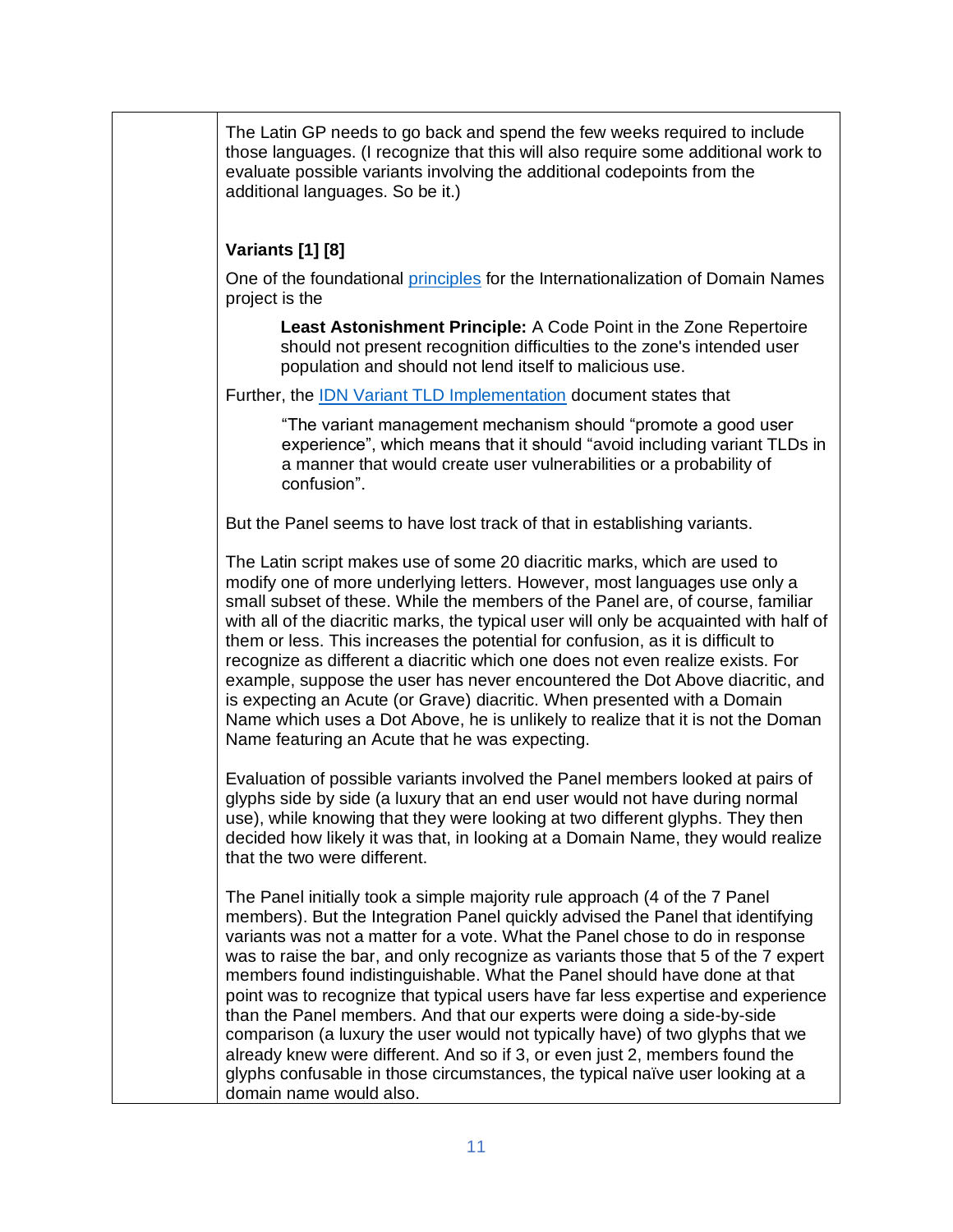The Latin GP needs to go back and spend the few weeks required to include those languages. (I recognize that this will also require some additional work to evaluate possible variants involving the additional codepoints from the additional languages. So be it.)

**Variants [1] [8]**

One of the foundational principles for the Internationalization of Domain Names project is the

> **Least Astonishment Principle:** A Code Point in the Zone Repertoire should not present recognition difficulties to the zone's intended user population and should not lend itself to malicious use.

Further, the IDN Variant TLD Implementation document states that

> "The variant management mechanism should "promote a good user experience", which means that it should "avoid including variant TLDs in a manner that would create user vulnerabilities or a probability of confusion".

But the Panel seems to have lost track of that in establishing variants.

The Latin script makes use of some 20 diacritic marks, which are used to modify one of more underlying letters. However, most languages use only a small subset of these. While the members of the Panel are, of course, familiar with all of the diacritic marks, the typical user will only be acquainted with half of them or less. This increases the potential for confusion, as it is difficult to recognize as different a diacritic which one does not even realize exists. For example, suppose the user has never encountered the Dot Above diacritic, and is expecting an Acute (or Grave) diacritic. When presented with a Domain Name which uses a Dot Above, he is unlikely to realize that it is not the Doman Name featuring an Acute that he was expecting.

Evaluation of possible variants involved the Panel members looked at pairs of glyphs side by side (a luxury that an end user would not have during normal use), while knowing that they were looking at two different glyphs. They then decided how likely it was that, in looking at a Domain Name, they would realize that the two were different.

The Panel initially took a simple majority rule approach (4 of the 7 Panel members). But the Integration Panel quickly advised the Panel that identifying variants was not a matter for a vote. What the Panel chose to do in response was to raise the bar, and only recognize as variants those that 5 of the 7 expert members found indistinguishable. What the Panel should have done at that point was to recognize that typical users have far less expertise and experience than the Panel members. And that our experts were doing a side-by-side comparison (a luxury the user would not typically have) of two glyphs that we already knew were different. And so if 3, or even just 2, members found the glyphs confusable in those circumstances, the typical naïve user looking at a domain name would also.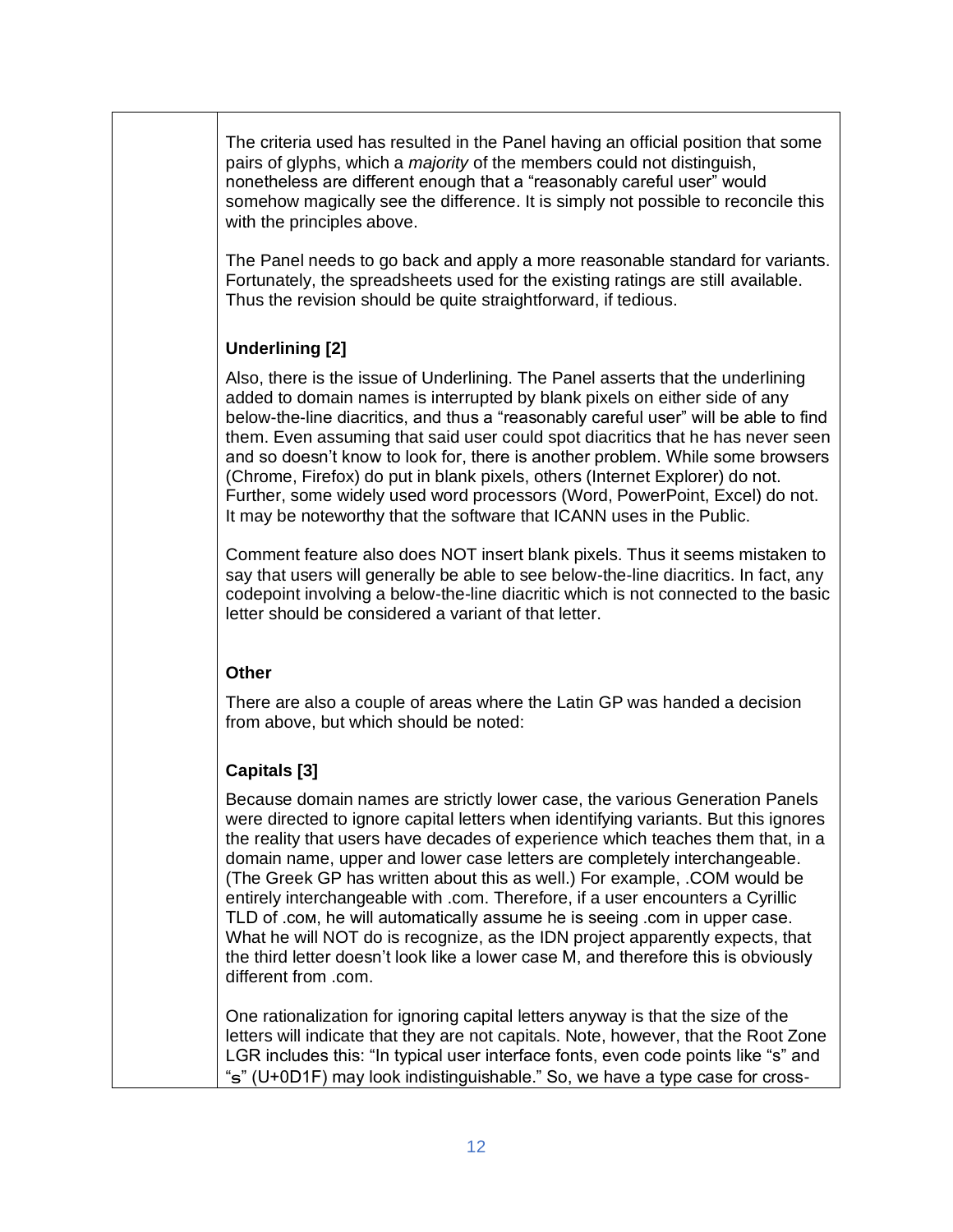The criteria used has resulted in the Panel having an official position that some pairs of glyphs, which a *majority* of the members could not distinguish, nonetheless are different enough that a "reasonably careful user" would somehow magically see the difference. It is simply not possible to reconcile this with the principles above.

The Panel needs to go back and apply a more reasonable standard for variants. Fortunately, the spreadsheets used for the existing ratings are still available. Thus the revision should be quite straightforward, if tedious.

**Underlining [2]**

Also, there is the issue of Underlining. The Panel asserts that the underlining added to domain names is interrupted by blank pixels on either side of any below-the-line diacritics, and thus a "reasonably careful user" will be able to find them. Even assuming that said user could spot diacritics that he has never seen and so doesn't know to look for, there is another problem. While some browsers (Chrome, Firefox) do put in blank pixels, others (Internet Explorer) do not. Further, some widely used word processors (Word, PowerPoint, Excel) do not. It may be noteworthy that the software that ICANN uses in the Public.

Comment feature also does NOT insert blank pixels. Thus it seems mistaken to say that users will generally be able to see below-the-line diacritics. In fact, any codepoint involving a below-the-line diacritic which is not connected to the basic letter should be considered a variant of that letter.

**Other**

There are also a couple of areas where the Latin GP was handed a decision from above, but which should be noted:

**Capitals [3]**

Because domain names are strictly lower case, the various Generation Panels were directed to ignore capital letters when identifying variants. But this ignores the reality that users have decades of experience which teaches them that, in a domain name, upper and lower case letters are completely interchangeable. (The Greek GP has written about this as well.) For example, .COM would be entirely interchangeable with .com. Therefore, if a user encounters a Cyrillic TLD of .сом, he will automatically assume he is seeing .com in upper case. What he will NOT do is recognize, as the IDN project apparently expects, that the third letter doesn't look like a lower case M, and therefore this is obviously different from .com.

One rationalization for ignoring capital letters anyway is that the size of the letters will indicate that they are not capitals. Note, however, that the Root Zone LGR includes this: "In typical user interface fonts, even code points like "s" and "ꜱ" (U+0D1F) may look indistinguishable." So, we have a type case for cross-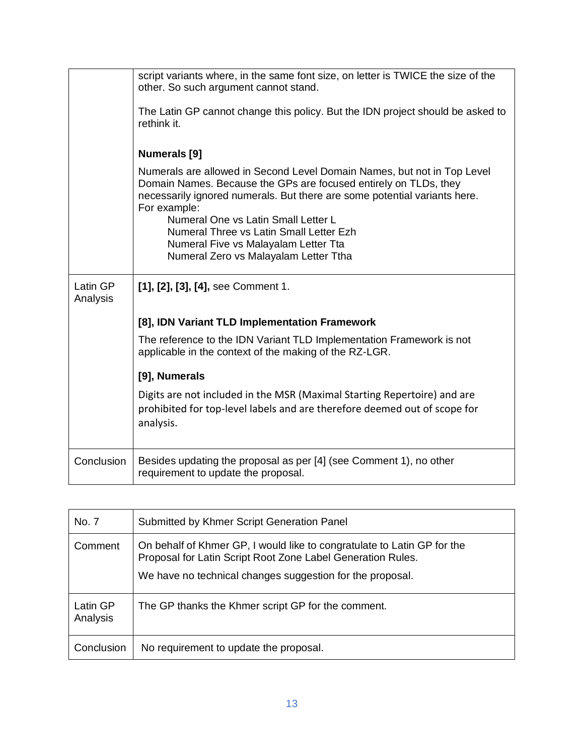| | |
|---|---|
| | script variants where, in the same font size, on letter is TWICE the size of the other. So such argument cannot stand.<br><br>The Latin GP cannot change this policy. But the IDN project should be asked to rethink it.<br><br>**Numerals [9]**<br><br>Numerals are allowed in Second Level Domain Names, but not in Top Level Domain Names. Because the GPs are focused entirely on TLDs, they necessarily ignored numerals. But there are some potential variants here. For example:<br>Numeral One vs Latin Small Letter L<br>Numeral Three vs Latin Small Letter Ezh<br>Numeral Five vs Malayalam Letter Tta<br>Numeral Zero vs Malayalam Letter Ttha |
| Latin GP Analysis | **[1], [2], [3], [4],** see Comment 1.<br><br>**[8], IDN Variant TLD Implementation Framework**<br><br>The reference to the IDN Variant TLD Implementation Framework is not applicable in the context of the making of the RZ-LGR.<br><br>**[9], Numerals**<br><br>Digits are not included in the MSR (Maximal Starting Repertoire) and are prohibited for top-level labels and are therefore deemed out of scope for analysis. |
| Conclusion | Besides updating the proposal as per [4] (see Comment 1), no other requirement to update the proposal. |

| No. 7 | Submitted by Khmer Script Generation Panel |
|---|---|
| Comment | On behalf of Khmer GP, I would like to congratulate to Latin GP for the Proposal for Latin Script Root Zone Label Generation Rules.<br><br>We have no technical changes suggestion for the proposal. |
| Latin GP Analysis | The GP thanks the Khmer script GP for the comment. |
| Conclusion | No requirement to update the proposal. |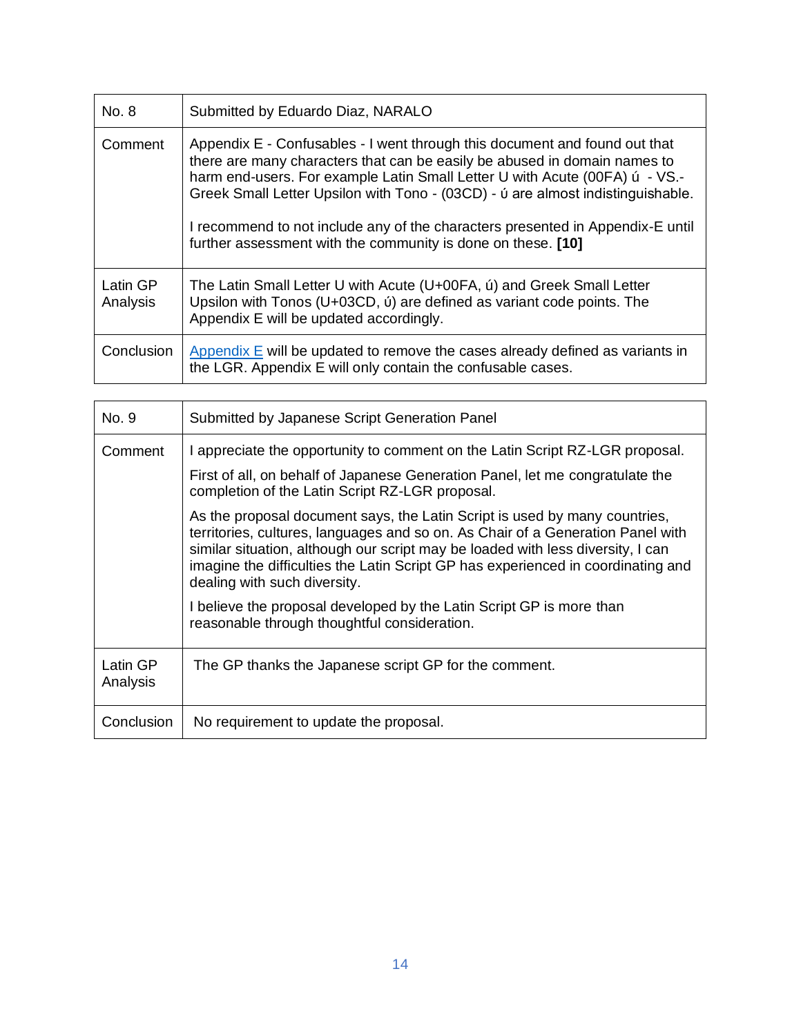| | |
|---|---|
| No. 8 | Submitted by Eduardo Diaz, NARALO |
| Comment | Appendix E - Confusables - I went through this document and found out that there are many characters that can be easily be abused in domain names to harm end-users. For example Latin Small Letter U with Acute (00FA) ú - VS.- Greek Small Letter Upsilon with Tono - (03CD) - ύ are almost indistinguishable.<br><br>I recommend to not include any of the characters presented in Appendix-E until further assessment with the community is done on these. **[10]** |
| Latin GP Analysis | The Latin Small Letter U with Acute (U+00FA, ú) and Greek Small Letter Upsilon with Tonos (U+03CD, ύ) are defined as variant code points. The Appendix E will be updated accordingly. |
| Conclusion | Appendix E will be updated to remove the cases already defined as variants in the LGR. Appendix E will only contain the confusable cases. |

| | |
|---|---|
| No. 9 | Submitted by Japanese Script Generation Panel |
| Comment | I appreciate the opportunity to comment on the Latin Script RZ-LGR proposal.<br><br>First of all, on behalf of Japanese Generation Panel, let me congratulate the completion of the Latin Script RZ-LGR proposal.<br><br>As the proposal document says, the Latin Script is used by many countries, territories, cultures, languages and so on. As Chair of a Generation Panel with similar situation, although our script may be loaded with less diversity, I can imagine the difficulties the Latin Script GP has experienced in coordinating and dealing with such diversity.<br><br>I believe the proposal developed by the Latin Script GP is more than reasonable through thoughtful consideration. |
| Latin GP Analysis | The GP thanks the Japanese script GP for the comment. |
| Conclusion | No requirement to update the proposal. |